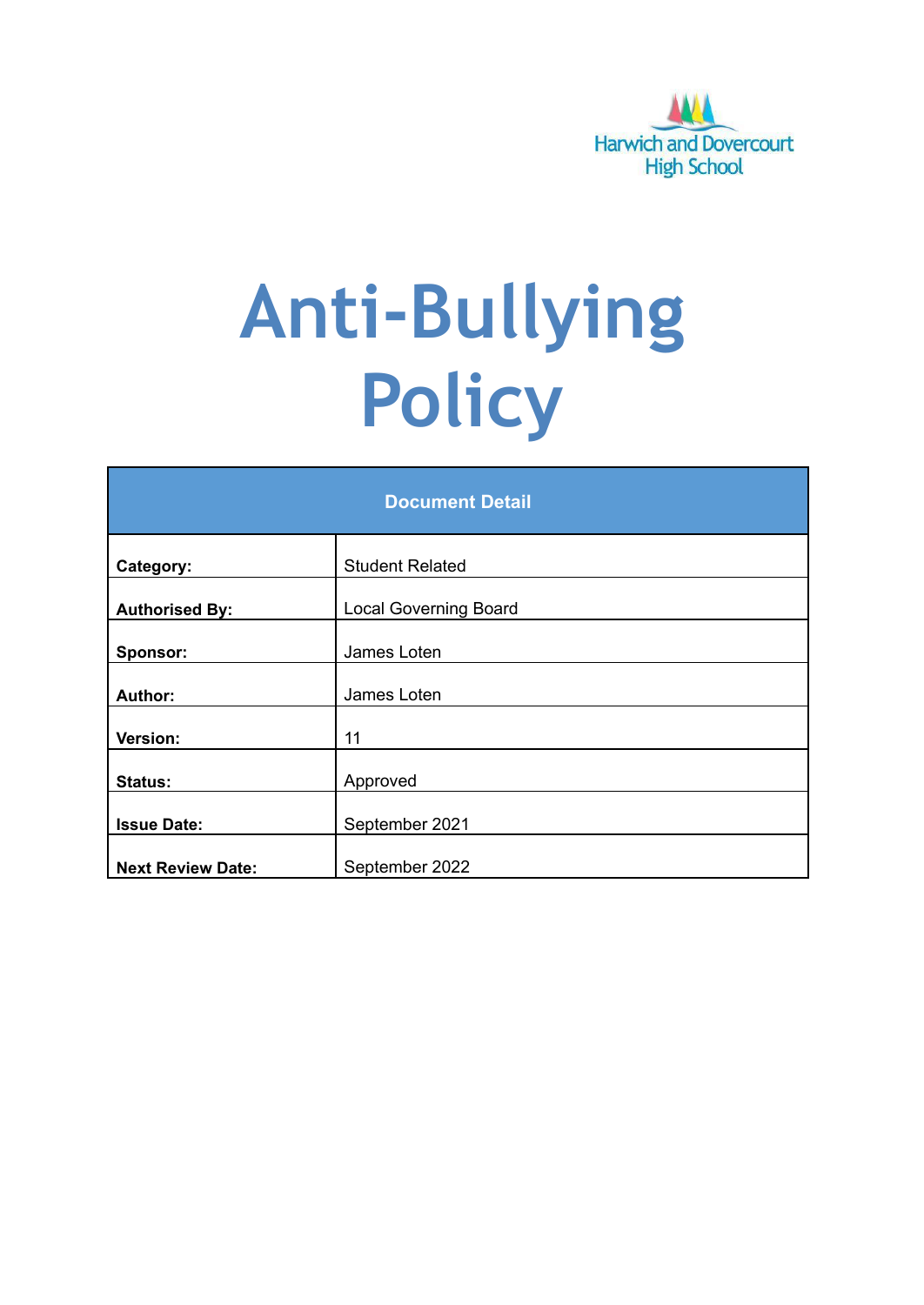Harwich and Dovercourt High School

# Anti-Bullying Policy

| Document Detail | |
|---|---|
| **Category:** | Student Related |
| **Authorised By:** | Local Governing Board |
| **Sponsor:** | James Loten |
| **Author:** | James Loten |
| **Version:** | 11 |
| **Status:** | Approved |
| **Issue Date:** | September 2021 |
| **Next Review Date:** | September 2022 |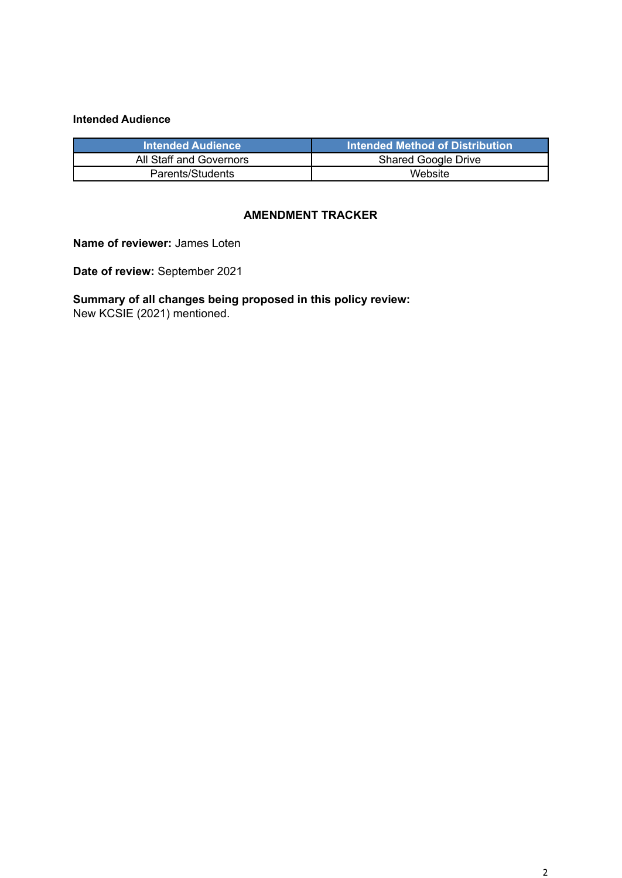**Intended Audience**

| Intended Audience | Intended Method of Distribution |
|---|---|
| All Staff and Governors | Shared Google Drive |
| Parents/Students | Website |

## AMENDMENT TRACKER

**Name of reviewer:** James Loten

**Date of review:** September 2021

**Summary of all changes being proposed in this policy review:**
New KCSIE (2021) mentioned.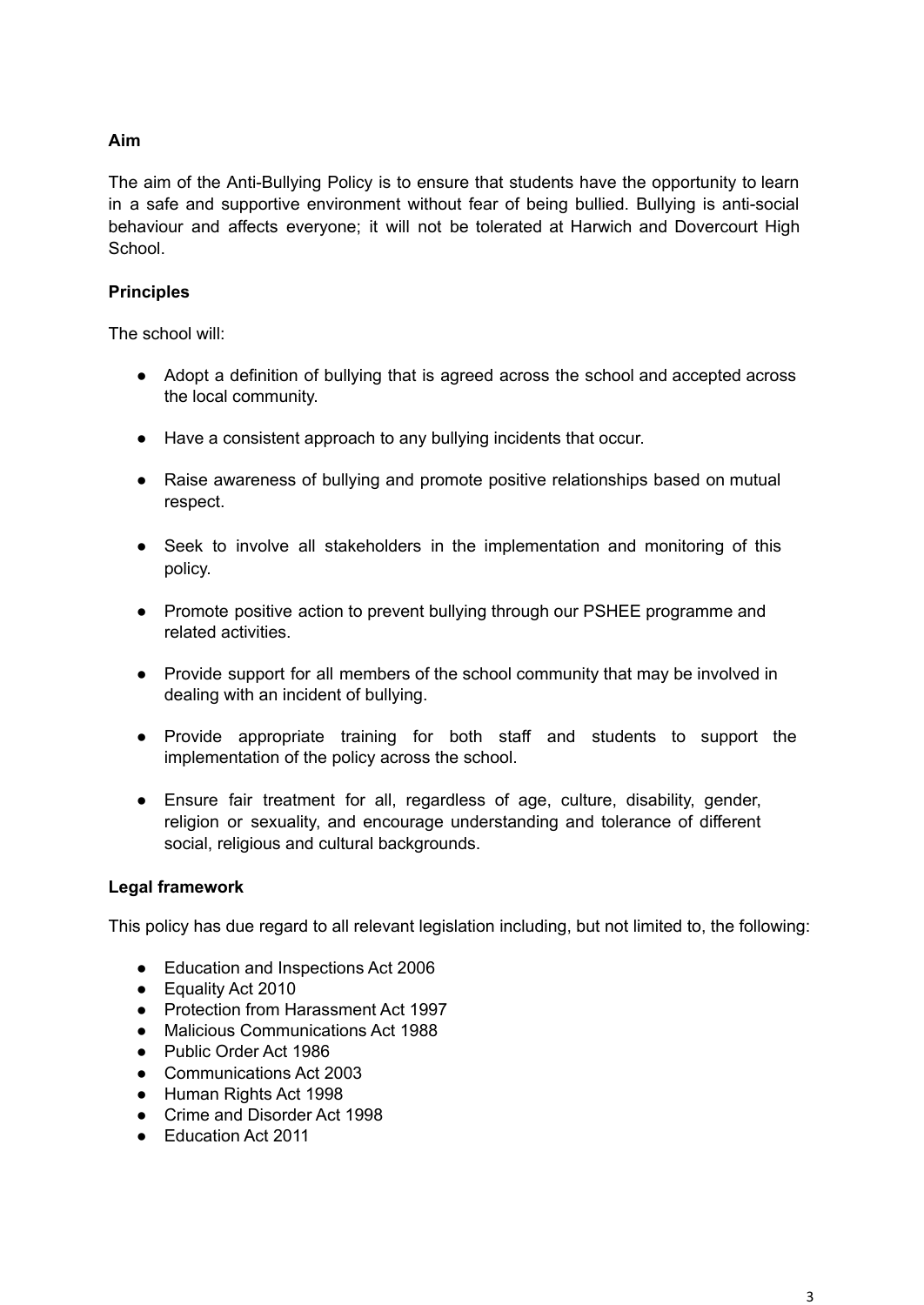**Aim**

The aim of the Anti-Bullying Policy is to ensure that students have the opportunity to learn in a safe and supportive environment without fear of being bullied. Bullying is anti-social behaviour and affects everyone; it will not be tolerated at Harwich and Dovercourt High School.

**Principles**

The school will:

- Adopt a definition of bullying that is agreed across the school and accepted across the local community.
- Have a consistent approach to any bullying incidents that occur.
- Raise awareness of bullying and promote positive relationships based on mutual respect.
- Seek to involve all stakeholders in the implementation and monitoring of this policy.
- Promote positive action to prevent bullying through our PSHEE programme and related activities.
- Provide support for all members of the school community that may be involved in dealing with an incident of bullying.
- Provide appropriate training for both staff and students to support the implementation of the policy across the school.
- Ensure fair treatment for all, regardless of age, culture, disability, gender, religion or sexuality, and encourage understanding and tolerance of different social, religious and cultural backgrounds.

**Legal framework**

This policy has due regard to all relevant legislation including, but not limited to, the following:

- Education and Inspections Act 2006
- Equality Act 2010
- Protection from Harassment Act 1997
- Malicious Communications Act 1988
- Public Order Act 1986
- Communications Act 2003
- Human Rights Act 1998
- Crime and Disorder Act 1998
- Education Act 2011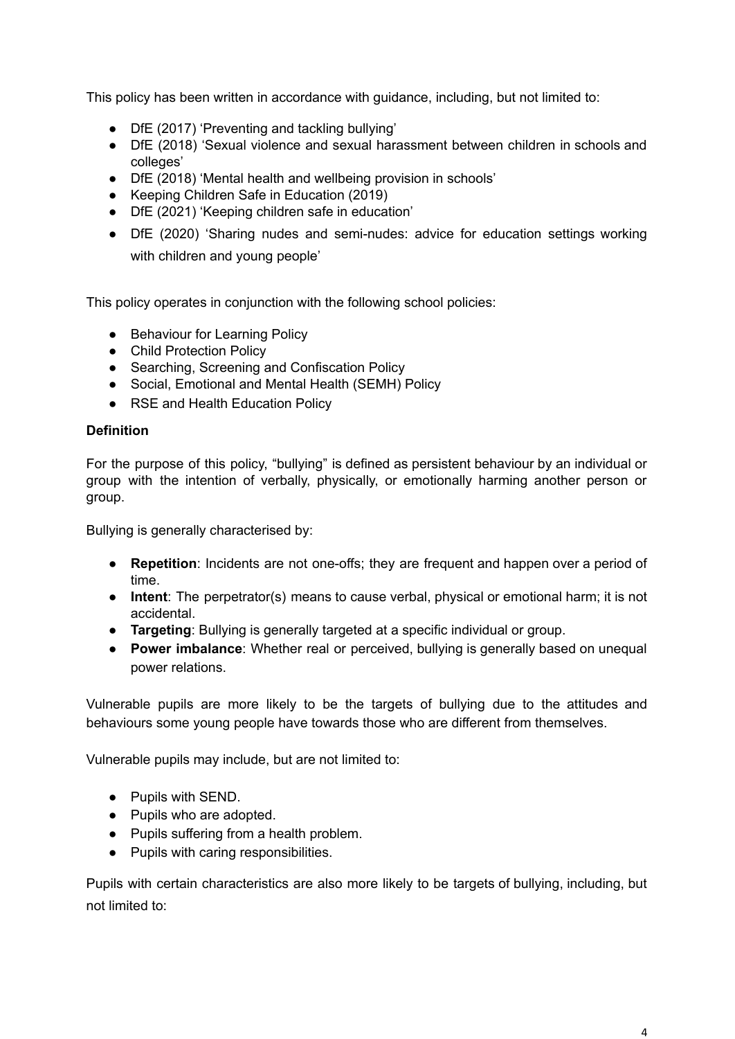This policy has been written in accordance with guidance, including, but not limited to:

- DfE (2017) 'Preventing and tackling bullying'
- DfE (2018) 'Sexual violence and sexual harassment between children in schools and colleges'
- DfE (2018) 'Mental health and wellbeing provision in schools'
- Keeping Children Safe in Education (2019)
- DfE (2021) 'Keeping children safe in education'
- DfE (2020) 'Sharing nudes and semi-nudes: advice for education settings working with children and young people'

This policy operates in conjunction with the following school policies:

- Behaviour for Learning Policy
- Child Protection Policy
- Searching, Screening and Confiscation Policy
- Social, Emotional and Mental Health (SEMH) Policy
- RSE and Health Education Policy

**Definition**

For the purpose of this policy, "bullying" is defined as persistent behaviour by an individual or group with the intention of verbally, physically, or emotionally harming another person or group.

Bullying is generally characterised by:

- **Repetition**: Incidents are not one-offs; they are frequent and happen over a period of time.
- **Intent**: The perpetrator(s) means to cause verbal, physical or emotional harm; it is not accidental.
- **Targeting**: Bullying is generally targeted at a specific individual or group.
- **Power imbalance**: Whether real or perceived, bullying is generally based on unequal power relations.

Vulnerable pupils are more likely to be the targets of bullying due to the attitudes and behaviours some young people have towards those who are different from themselves.

Vulnerable pupils may include, but are not limited to:

- Pupils with SEND.
- Pupils who are adopted.
- Pupils suffering from a health problem.
- Pupils with caring responsibilities.

Pupils with certain characteristics are also more likely to be targets of bullying, including, but not limited to: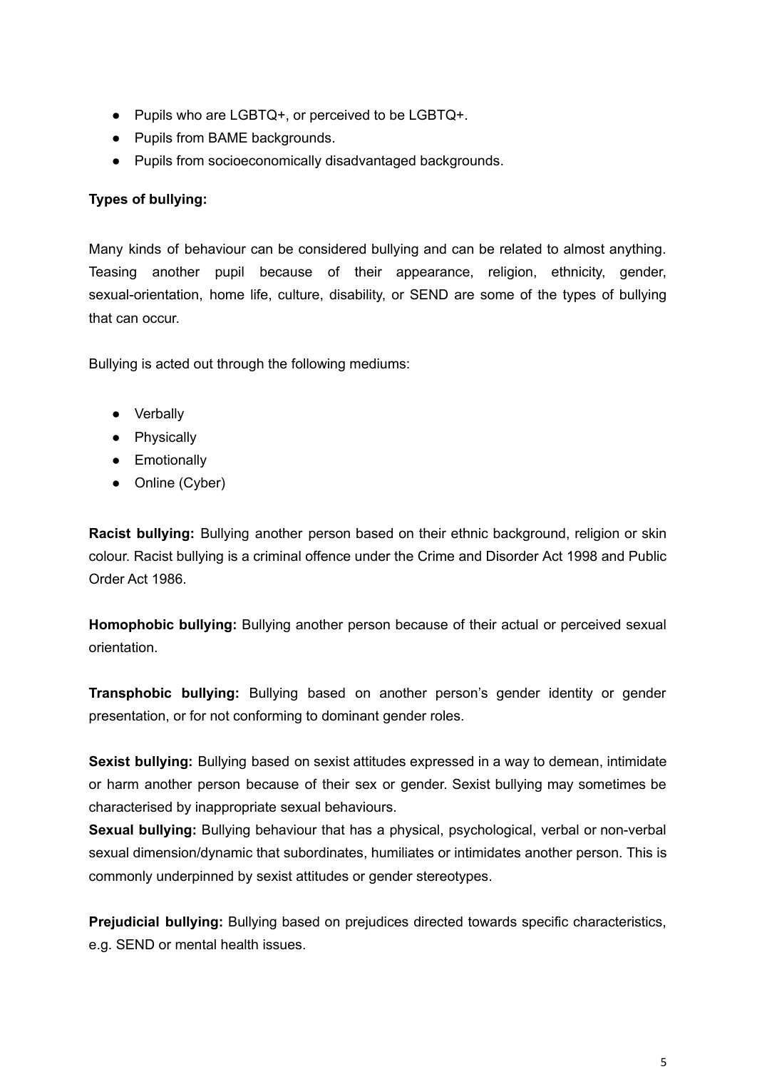- Pupils who are LGBTQ+, or perceived to be LGBTQ+.
- Pupils from BAME backgrounds.
- Pupils from socioeconomically disadvantaged backgrounds.

**Types of bullying:**

Many kinds of behaviour can be considered bullying and can be related to almost anything. Teasing another pupil because of their appearance, religion, ethnicity, gender, sexual-orientation, home life, culture, disability, or SEND are some of the types of bullying that can occur.

Bullying is acted out through the following mediums:

- Verbally
- Physically
- Emotionally
- Online (Cyber)

**Racist bullying:** Bullying another person based on their ethnic background, religion or skin colour. Racist bullying is a criminal offence under the Crime and Disorder Act 1998 and Public Order Act 1986.

**Homophobic bullying:** Bullying another person because of their actual or perceived sexual orientation.

**Transphobic bullying:** Bullying based on another person's gender identity or gender presentation, or for not conforming to dominant gender roles.

**Sexist bullying:** Bullying based on sexist attitudes expressed in a way to demean, intimidate or harm another person because of their sex or gender. Sexist bullying may sometimes be characterised by inappropriate sexual behaviours.

**Sexual bullying:** Bullying behaviour that has a physical, psychological, verbal or non-verbal sexual dimension/dynamic that subordinates, humiliates or intimidates another person. This is commonly underpinned by sexist attitudes or gender stereotypes.

**Prejudicial bullying:** Bullying based on prejudices directed towards specific characteristics, e.g. SEND or mental health issues.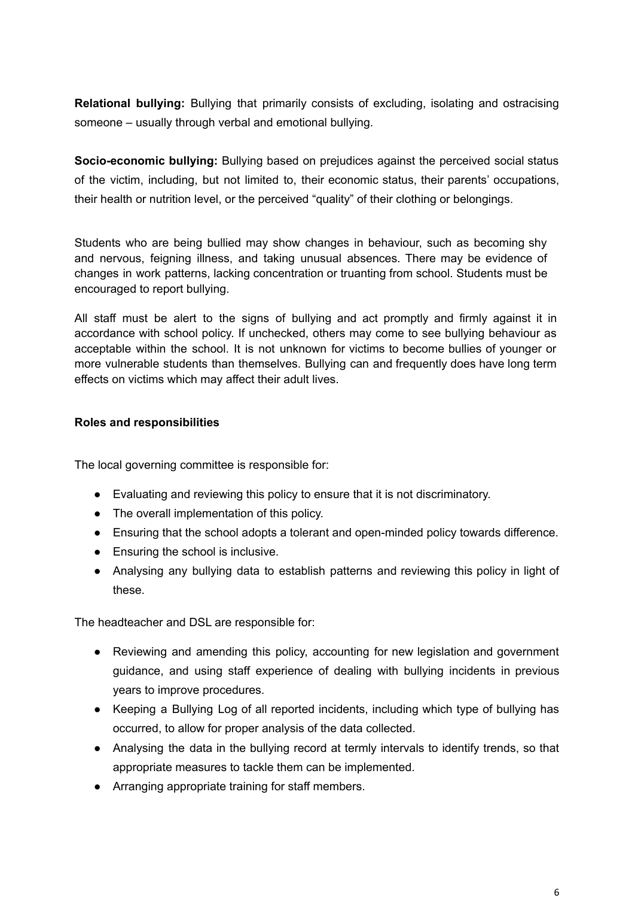**Relational bullying:** Bullying that primarily consists of excluding, isolating and ostracising someone – usually through verbal and emotional bullying.

**Socio-economic bullying:** Bullying based on prejudices against the perceived social status of the victim, including, but not limited to, their economic status, their parents' occupations, their health or nutrition level, or the perceived "quality" of their clothing or belongings.

Students who are being bullied may show changes in behaviour, such as becoming shy and nervous, feigning illness, and taking unusual absences. There may be evidence of changes in work patterns, lacking concentration or truanting from school. Students must be encouraged to report bullying.

All staff must be alert to the signs of bullying and act promptly and firmly against it in accordance with school policy. If unchecked, others may come to see bullying behaviour as acceptable within the school. It is not unknown for victims to become bullies of younger or more vulnerable students than themselves. Bullying can and frequently does have long term effects on victims which may affect their adult lives.

**Roles and responsibilities**

The local governing committee is responsible for:

- Evaluating and reviewing this policy to ensure that it is not discriminatory.
- The overall implementation of this policy.
- Ensuring that the school adopts a tolerant and open-minded policy towards difference.
- Ensuring the school is inclusive.
- Analysing any bullying data to establish patterns and reviewing this policy in light of these.

The headteacher and DSL are responsible for:

- Reviewing and amending this policy, accounting for new legislation and government guidance, and using staff experience of dealing with bullying incidents in previous years to improve procedures.
- Keeping a Bullying Log of all reported incidents, including which type of bullying has occurred, to allow for proper analysis of the data collected.
- Analysing the data in the bullying record at termly intervals to identify trends, so that appropriate measures to tackle them can be implemented.
- Arranging appropriate training for staff members.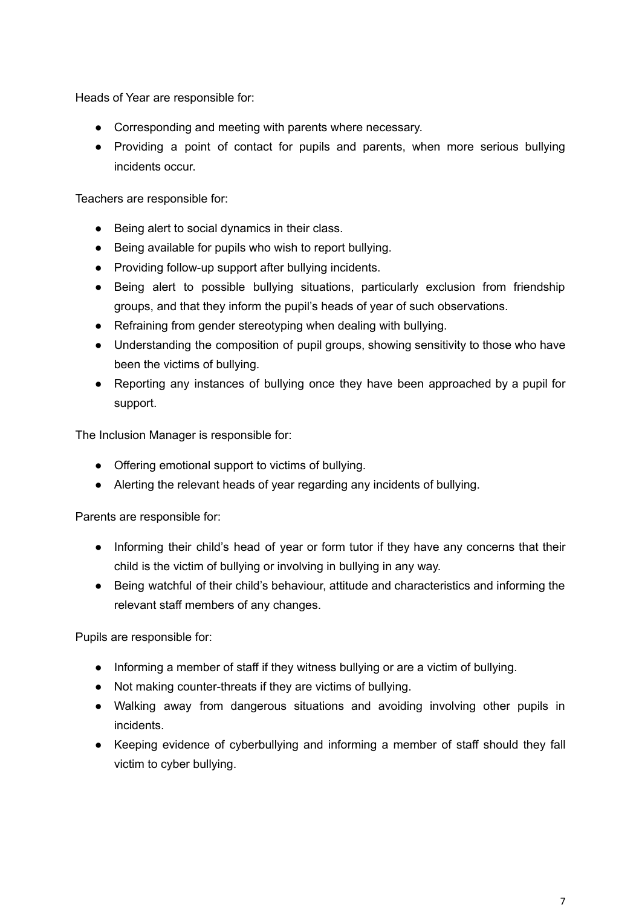Heads of Year are responsible for:

- Corresponding and meeting with parents where necessary.
- Providing a point of contact for pupils and parents, when more serious bullying incidents occur.

Teachers are responsible for:

- Being alert to social dynamics in their class.
- Being available for pupils who wish to report bullying.
- Providing follow-up support after bullying incidents.
- Being alert to possible bullying situations, particularly exclusion from friendship groups, and that they inform the pupil's heads of year of such observations.
- Refraining from gender stereotyping when dealing with bullying.
- Understanding the composition of pupil groups, showing sensitivity to those who have been the victims of bullying.
- Reporting any instances of bullying once they have been approached by a pupil for support.

The Inclusion Manager is responsible for:

- Offering emotional support to victims of bullying.
- Alerting the relevant heads of year regarding any incidents of bullying.

Parents are responsible for:

- Informing their child's head of year or form tutor if they have any concerns that their child is the victim of bullying or involving in bullying in any way.
- Being watchful of their child's behaviour, attitude and characteristics and informing the relevant staff members of any changes.

Pupils are responsible for:

- Informing a member of staff if they witness bullying or are a victim of bullying.
- Not making counter-threats if they are victims of bullying.
- Walking away from dangerous situations and avoiding involving other pupils in incidents.
- Keeping evidence of cyberbullying and informing a member of staff should they fall victim to cyber bullying.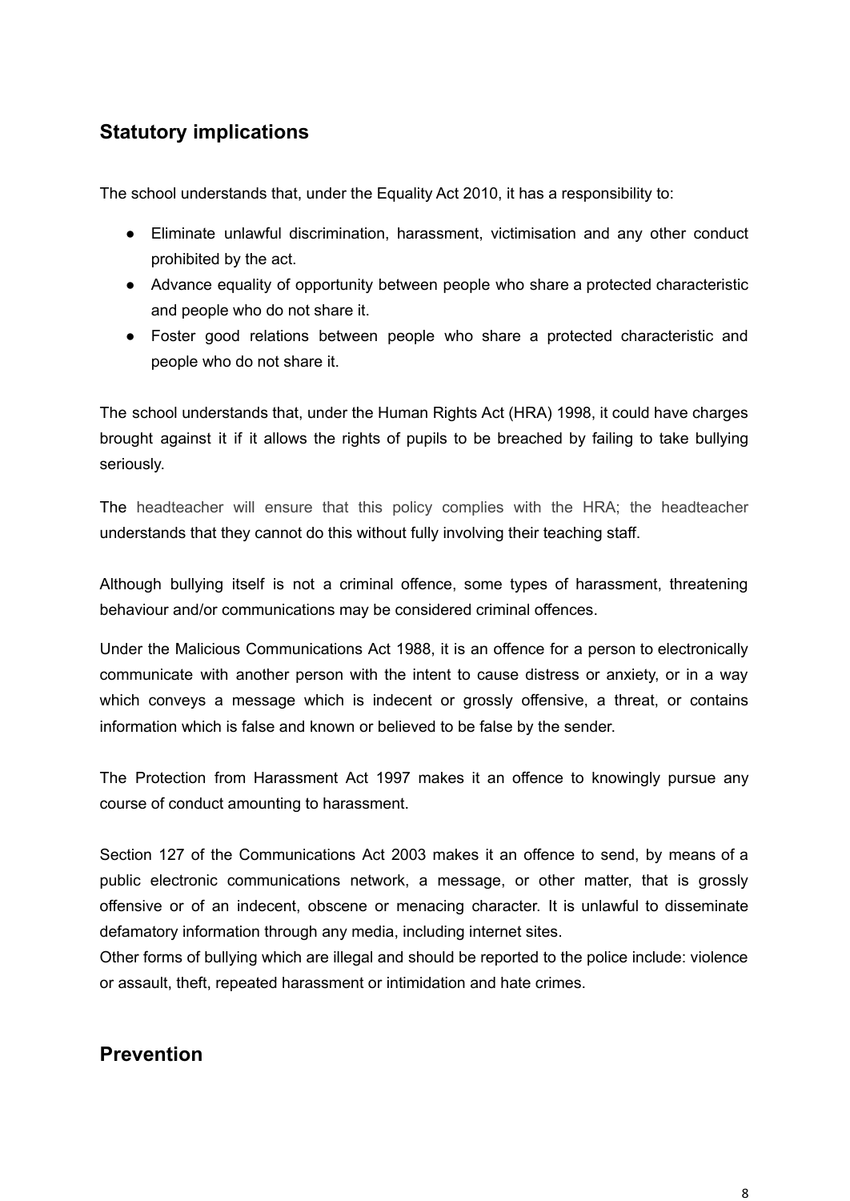## Statutory implications

The school understands that, under the Equality Act 2010, it has a responsibility to:

- Eliminate unlawful discrimination, harassment, victimisation and any other conduct prohibited by the act.
- Advance equality of opportunity between people who share a protected characteristic and people who do not share it.
- Foster good relations between people who share a protected characteristic and people who do not share it.

The school understands that, under the Human Rights Act (HRA) 1998, it could have charges brought against it if it allows the rights of pupils to be breached by failing to take bullying seriously.

The headteacher will ensure that this policy complies with the HRA; the headteacher understands that they cannot do this without fully involving their teaching staff.

Although bullying itself is not a criminal offence, some types of harassment, threatening behaviour and/or communications may be considered criminal offences.

Under the Malicious Communications Act 1988, it is an offence for a person to electronically communicate with another person with the intent to cause distress or anxiety, or in a way which conveys a message which is indecent or grossly offensive, a threat, or contains information which is false and known or believed to be false by the sender.

The Protection from Harassment Act 1997 makes it an offence to knowingly pursue any course of conduct amounting to harassment.

Section 127 of the Communications Act 2003 makes it an offence to send, by means of a public electronic communications network, a message, or other matter, that is grossly offensive or of an indecent, obscene or menacing character. It is unlawful to disseminate defamatory information through any media, including internet sites.
Other forms of bullying which are illegal and should be reported to the police include: violence or assault, theft, repeated harassment or intimidation and hate crimes.

## Prevention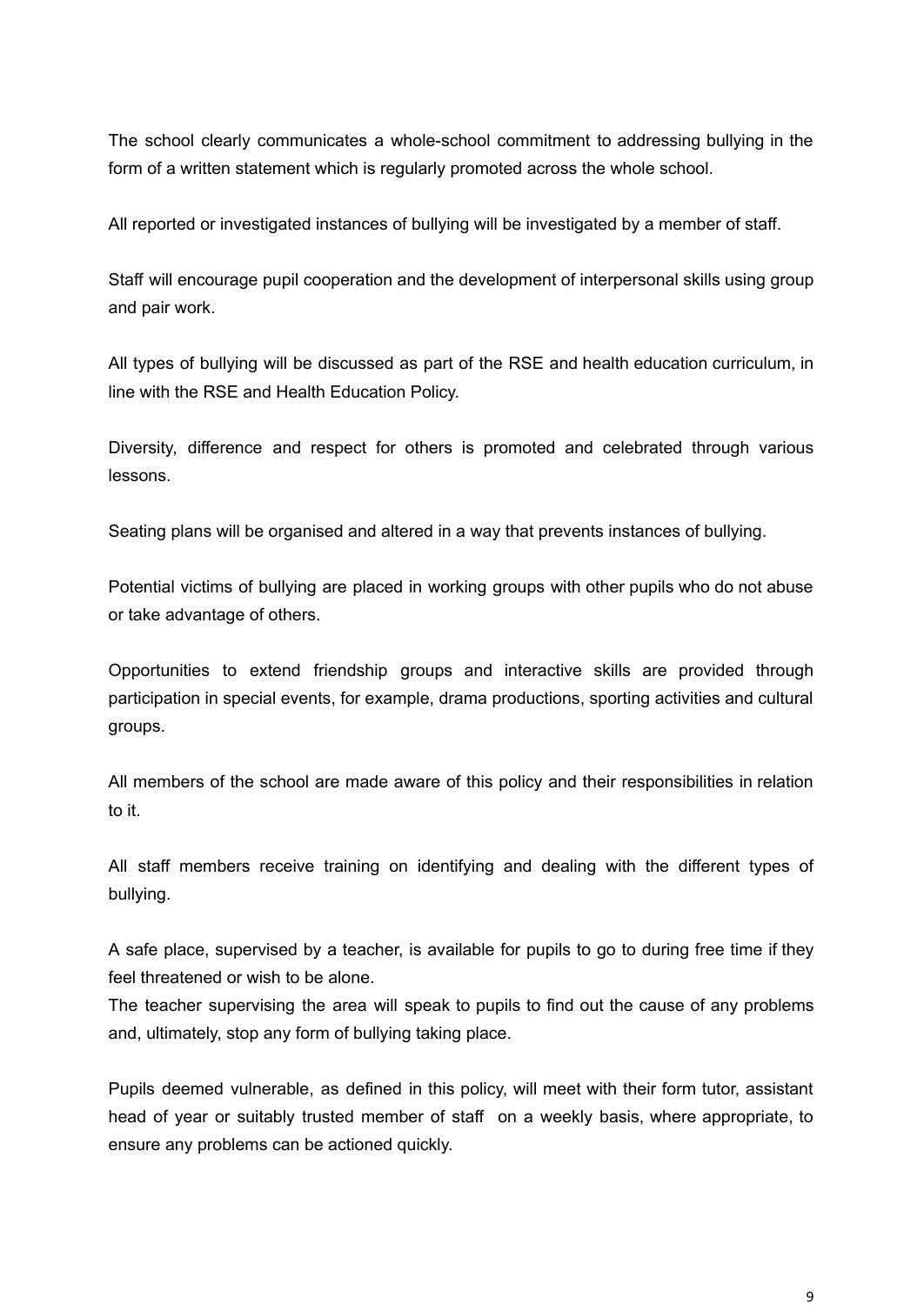The school clearly communicates a whole-school commitment to addressing bullying in the form of a written statement which is regularly promoted across the whole school.

All reported or investigated instances of bullying will be investigated by a member of staff.

Staff will encourage pupil cooperation and the development of interpersonal skills using group and pair work.

All types of bullying will be discussed as part of the RSE and health education curriculum, in line with the RSE and Health Education Policy.

Diversity, difference and respect for others is promoted and celebrated through various lessons.

Seating plans will be organised and altered in a way that prevents instances of bullying.

Potential victims of bullying are placed in working groups with other pupils who do not abuse or take advantage of others.

Opportunities to extend friendship groups and interactive skills are provided through participation in special events, for example, drama productions, sporting activities and cultural groups.

All members of the school are made aware of this policy and their responsibilities in relation to it.

All staff members receive training on identifying and dealing with the different types of bullying.

A safe place, supervised by a teacher, is available for pupils to go to during free time if they feel threatened or wish to be alone.
The teacher supervising the area will speak to pupils to find out the cause of any problems and, ultimately, stop any form of bullying taking place.

Pupils deemed vulnerable, as defined in this policy, will meet with their form tutor, assistant head of year or suitably trusted member of staff on a weekly basis, where appropriate, to ensure any problems can be actioned quickly.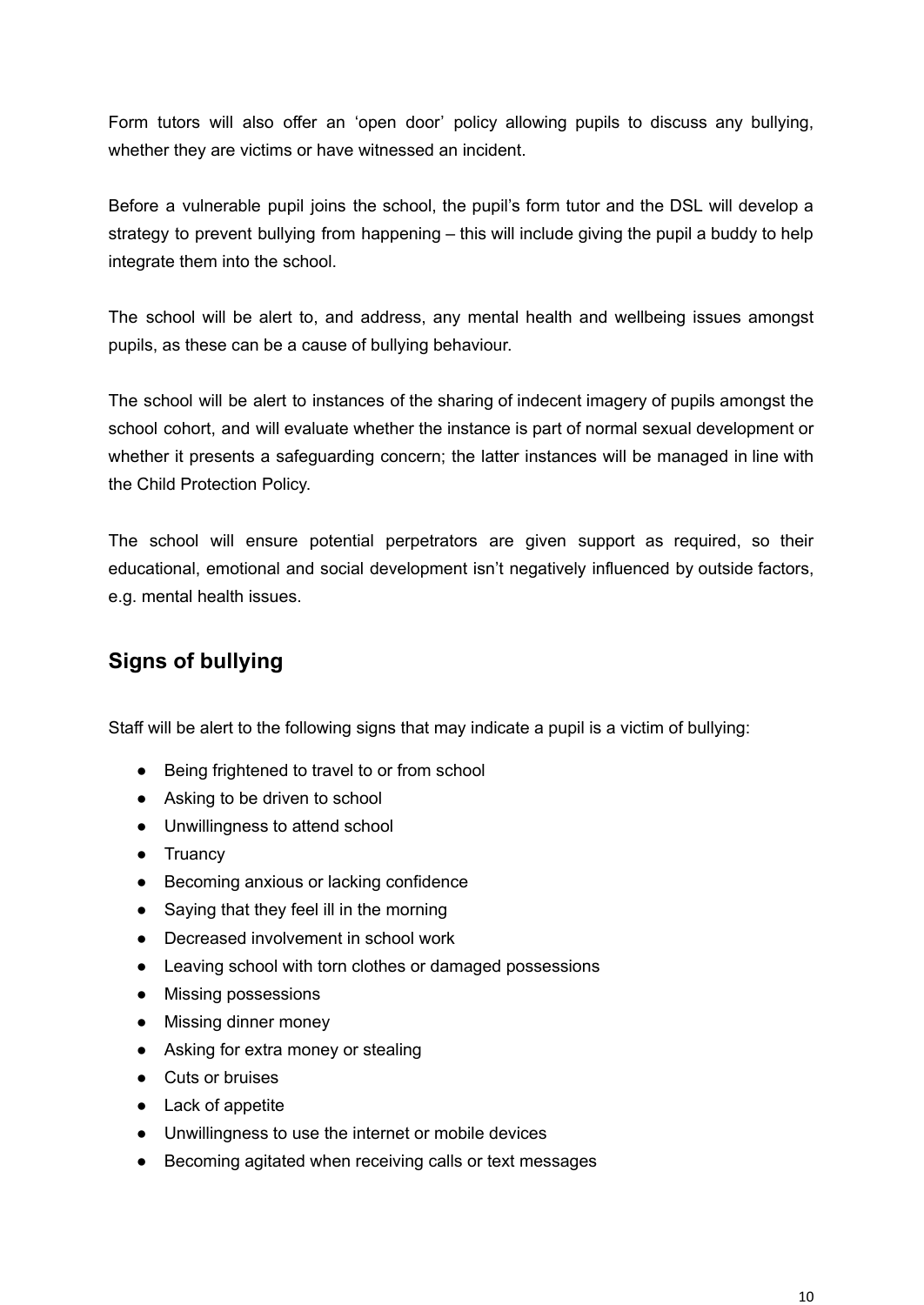Form tutors will also offer an 'open door' policy allowing pupils to discuss any bullying, whether they are victims or have witnessed an incident.

Before a vulnerable pupil joins the school, the pupil's form tutor and the DSL will develop a strategy to prevent bullying from happening – this will include giving the pupil a buddy to help integrate them into the school.

The school will be alert to, and address, any mental health and wellbeing issues amongst pupils, as these can be a cause of bullying behaviour.

The school will be alert to instances of the sharing of indecent imagery of pupils amongst the school cohort, and will evaluate whether the instance is part of normal sexual development or whether it presents a safeguarding concern; the latter instances will be managed in line with the Child Protection Policy.

The school will ensure potential perpetrators are given support as required, so their educational, emotional and social development isn't negatively influenced by outside factors, e.g. mental health issues.

## Signs of bullying

Staff will be alert to the following signs that may indicate a pupil is a victim of bullying:

- Being frightened to travel to or from school
- Asking to be driven to school
- Unwillingness to attend school
- Truancy
- Becoming anxious or lacking confidence
- Saying that they feel ill in the morning
- Decreased involvement in school work
- Leaving school with torn clothes or damaged possessions
- Missing possessions
- Missing dinner money
- Asking for extra money or stealing
- Cuts or bruises
- Lack of appetite
- Unwillingness to use the internet or mobile devices
- Becoming agitated when receiving calls or text messages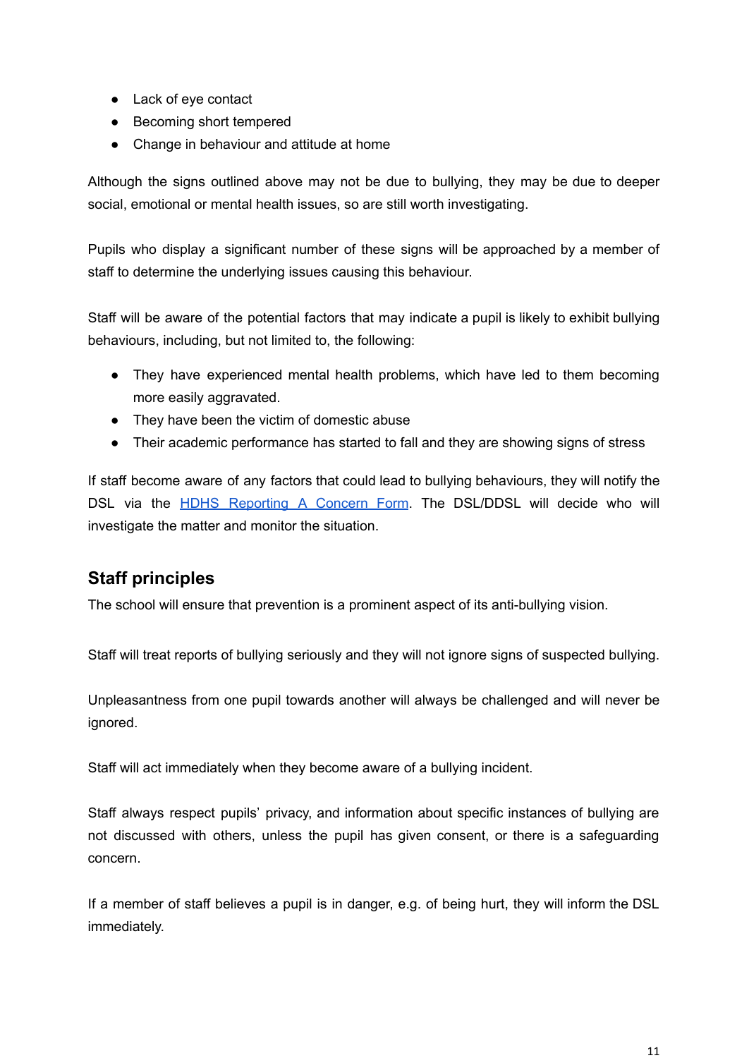- Lack of eye contact
- Becoming short tempered
- Change in behaviour and attitude at home

Although the signs outlined above may not be due to bullying, they may be due to deeper social, emotional or mental health issues, so are still worth investigating.

Pupils who display a significant number of these signs will be approached by a member of staff to determine the underlying issues causing this behaviour.

Staff will be aware of the potential factors that may indicate a pupil is likely to exhibit bullying behaviours, including, but not limited to, the following:

- They have experienced mental health problems, which have led to them becoming more easily aggravated.
- They have been the victim of domestic abuse
- Their academic performance has started to fall and they are showing signs of stress

If staff become aware of any factors that could lead to bullying behaviours, they will notify the DSL via the HDHS Reporting A Concern Form. The DSL/DDSL will decide who will investigate the matter and monitor the situation.

## Staff principles

The school will ensure that prevention is a prominent aspect of its anti-bullying vision.

Staff will treat reports of bullying seriously and they will not ignore signs of suspected bullying.

Unpleasantness from one pupil towards another will always be challenged and will never be ignored.

Staff will act immediately when they become aware of a bullying incident.

Staff always respect pupils' privacy, and information about specific instances of bullying are not discussed with others, unless the pupil has given consent, or there is a safeguarding concern.

If a member of staff believes a pupil is in danger, e.g. of being hurt, they will inform the DSL immediately.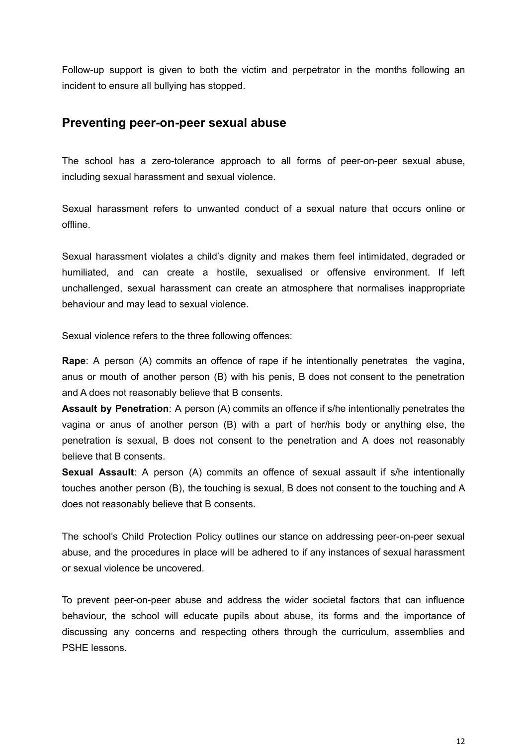Follow-up support is given to both the victim and perpetrator in the months following an incident to ensure all bullying has stopped.

## Preventing peer-on-peer sexual abuse

The school has a zero-tolerance approach to all forms of peer-on-peer sexual abuse, including sexual harassment and sexual violence.

Sexual harassment refers to unwanted conduct of a sexual nature that occurs online or offline.

Sexual harassment violates a child's dignity and makes them feel intimidated, degraded or humiliated, and can create a hostile, sexualised or offensive environment. If left unchallenged, sexual harassment can create an atmosphere that normalises inappropriate behaviour and may lead to sexual violence.

Sexual violence refers to the three following offences:

**Rape**: A person (A) commits an offence of rape if he intentionally penetrates the vagina, anus or mouth of another person (B) with his penis, B does not consent to the penetration and A does not reasonably believe that B consents.
**Assault by Penetration**: A person (A) commits an offence if s/he intentionally penetrates the vagina or anus of another person (B) with a part of her/his body or anything else, the penetration is sexual, B does not consent to the penetration and A does not reasonably believe that B consents.
**Sexual Assault**: A person (A) commits an offence of sexual assault if s/he intentionally touches another person (B), the touching is sexual, B does not consent to the touching and A does not reasonably believe that B consents.

The school's Child Protection Policy outlines our stance on addressing peer-on-peer sexual abuse, and the procedures in place will be adhered to if any instances of sexual harassment or sexual violence be uncovered.

To prevent peer-on-peer abuse and address the wider societal factors that can influence behaviour, the school will educate pupils about abuse, its forms and the importance of discussing any concerns and respecting others through the curriculum, assemblies and PSHE lessons.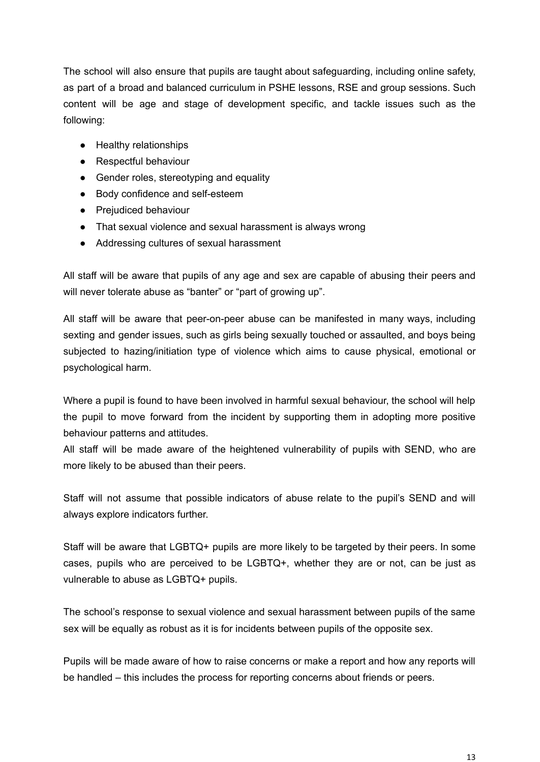The school will also ensure that pupils are taught about safeguarding, including online safety, as part of a broad and balanced curriculum in PSHE lessons, RSE and group sessions. Such content will be age and stage of development specific, and tackle issues such as the following:

- Healthy relationships
- Respectful behaviour
- Gender roles, stereotyping and equality
- Body confidence and self-esteem
- Prejudiced behaviour
- That sexual violence and sexual harassment is always wrong
- Addressing cultures of sexual harassment

All staff will be aware that pupils of any age and sex are capable of abusing their peers and will never tolerate abuse as "banter" or "part of growing up".

All staff will be aware that peer-on-peer abuse can be manifested in many ways, including sexting and gender issues, such as girls being sexually touched or assaulted, and boys being subjected to hazing/initiation type of violence which aims to cause physical, emotional or psychological harm.

Where a pupil is found to have been involved in harmful sexual behaviour, the school will help the pupil to move forward from the incident by supporting them in adopting more positive behaviour patterns and attitudes.

All staff will be made aware of the heightened vulnerability of pupils with SEND, who are more likely to be abused than their peers.

Staff will not assume that possible indicators of abuse relate to the pupil's SEND and will always explore indicators further.

Staff will be aware that LGBTQ+ pupils are more likely to be targeted by their peers. In some cases, pupils who are perceived to be LGBTQ+, whether they are or not, can be just as vulnerable to abuse as LGBTQ+ pupils.

The school's response to sexual violence and sexual harassment between pupils of the same sex will be equally as robust as it is for incidents between pupils of the opposite sex.

Pupils will be made aware of how to raise concerns or make a report and how any reports will be handled – this includes the process for reporting concerns about friends or peers.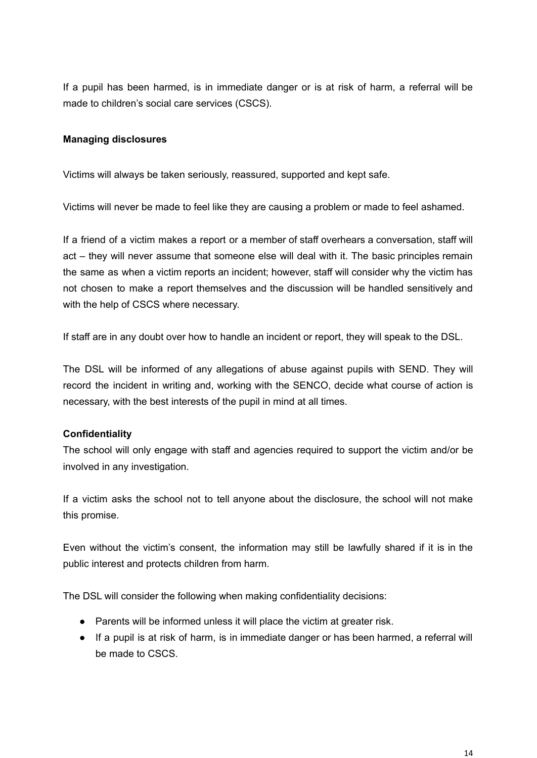If a pupil has been harmed, is in immediate danger or is at risk of harm, a referral will be made to children's social care services (CSCS).

**Managing disclosures**

Victims will always be taken seriously, reassured, supported and kept safe.

Victims will never be made to feel like they are causing a problem or made to feel ashamed.

If a friend of a victim makes a report or a member of staff overhears a conversation, staff will act – they will never assume that someone else will deal with it. The basic principles remain the same as when a victim reports an incident; however, staff will consider why the victim has not chosen to make a report themselves and the discussion will be handled sensitively and with the help of CSCS where necessary.

If staff are in any doubt over how to handle an incident or report, they will speak to the DSL.

The DSL will be informed of any allegations of abuse against pupils with SEND. They will record the incident in writing and, working with the SENCO, decide what course of action is necessary, with the best interests of the pupil in mind at all times.

**Confidentiality**

The school will only engage with staff and agencies required to support the victim and/or be involved in any investigation.

If a victim asks the school not to tell anyone about the disclosure, the school will not make this promise.

Even without the victim's consent, the information may still be lawfully shared if it is in the public interest and protects children from harm.

The DSL will consider the following when making confidentiality decisions:

- Parents will be informed unless it will place the victim at greater risk.
- If a pupil is at risk of harm, is in immediate danger or has been harmed, a referral will be made to CSCS.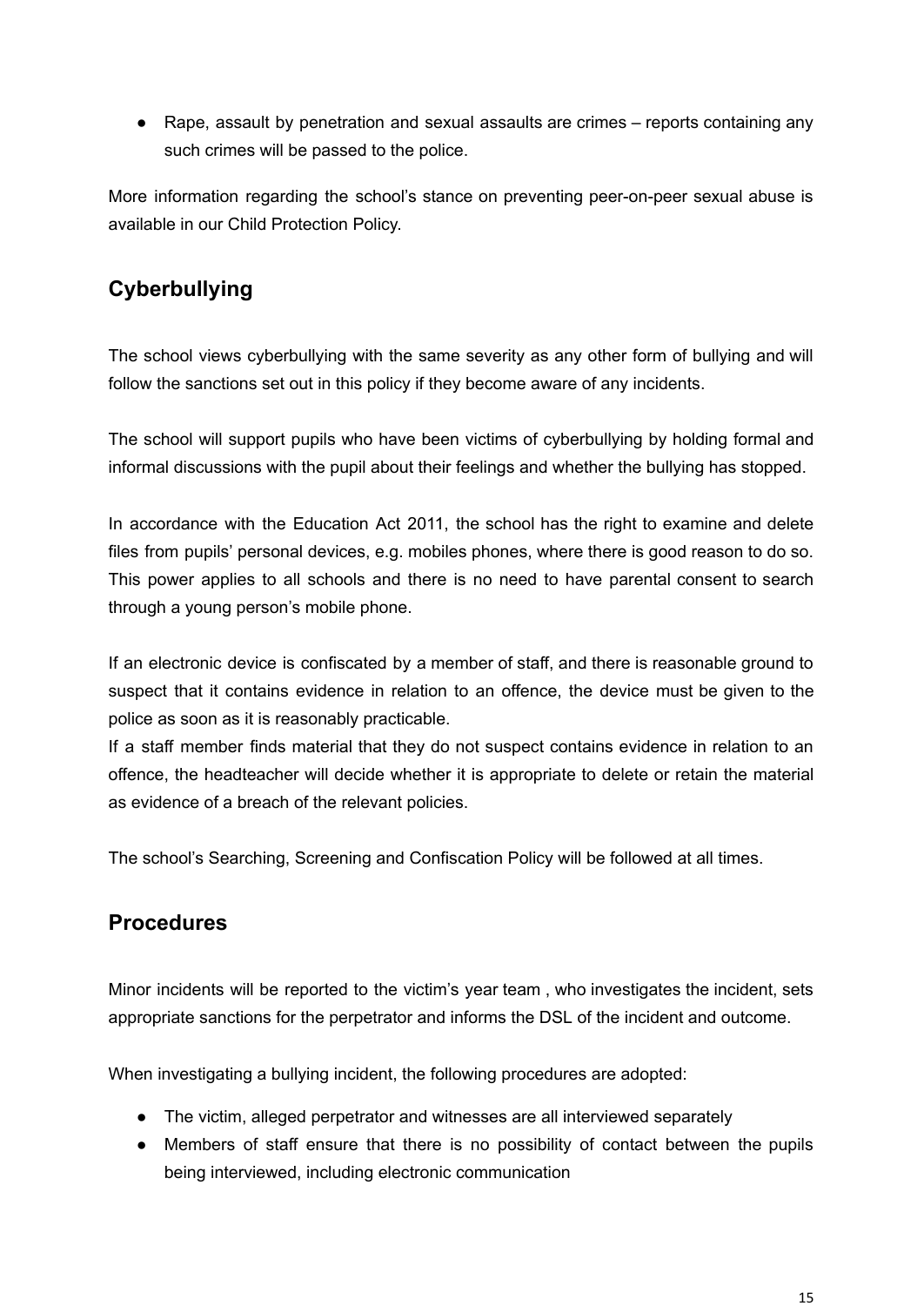- Rape, assault by penetration and sexual assaults are crimes – reports containing any such crimes will be passed to the police.

More information regarding the school's stance on preventing peer-on-peer sexual abuse is available in our Child Protection Policy.

## Cyberbullying

The school views cyberbullying with the same severity as any other form of bullying and will follow the sanctions set out in this policy if they become aware of any incidents.

The school will support pupils who have been victims of cyberbullying by holding formal and informal discussions with the pupil about their feelings and whether the bullying has stopped.

In accordance with the Education Act 2011, the school has the right to examine and delete files from pupils' personal devices, e.g. mobiles phones, where there is good reason to do so. This power applies to all schools and there is no need to have parental consent to search through a young person's mobile phone.

If an electronic device is confiscated by a member of staff, and there is reasonable ground to suspect that it contains evidence in relation to an offence, the device must be given to the police as soon as it is reasonably practicable.
If a staff member finds material that they do not suspect contains evidence in relation to an offence, the headteacher will decide whether it is appropriate to delete or retain the material as evidence of a breach of the relevant policies.

The school's Searching, Screening and Confiscation Policy will be followed at all times.

## Procedures

Minor incidents will be reported to the victim's year team , who investigates the incident, sets appropriate sanctions for the perpetrator and informs the DSL of the incident and outcome.

When investigating a bullying incident, the following procedures are adopted:

- The victim, alleged perpetrator and witnesses are all interviewed separately
- Members of staff ensure that there is no possibility of contact between the pupils being interviewed, including electronic communication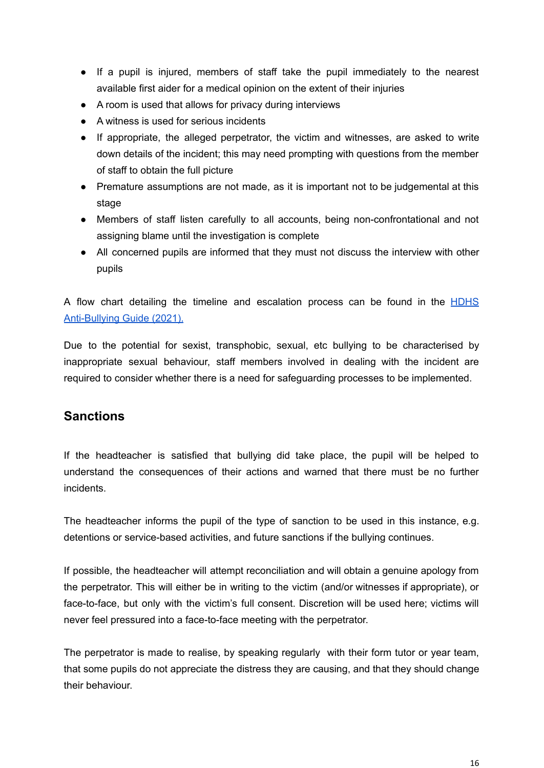- If a pupil is injured, members of staff take the pupil immediately to the nearest available first aider for a medical opinion on the extent of their injuries
- A room is used that allows for privacy during interviews
- A witness is used for serious incidents
- If appropriate, the alleged perpetrator, the victim and witnesses, are asked to write down details of the incident; this may need prompting with questions from the member of staff to obtain the full picture
- Premature assumptions are not made, as it is important not to be judgemental at this stage
- Members of staff listen carefully to all accounts, being non-confrontational and not assigning blame until the investigation is complete
- All concerned pupils are informed that they must not discuss the interview with other pupils

A flow chart detailing the timeline and escalation process can be found in the HDHS Anti-Bullying Guide (2021).

Due to the potential for sexist, transphobic, sexual, etc bullying to be characterised by inappropriate sexual behaviour, staff members involved in dealing with the incident are required to consider whether there is a need for safeguarding processes to be implemented.

## Sanctions

If the headteacher is satisfied that bullying did take place, the pupil will be helped to understand the consequences of their actions and warned that there must be no further incidents.

The headteacher informs the pupil of the type of sanction to be used in this instance, e.g. detentions or service-based activities, and future sanctions if the bullying continues.

If possible, the headteacher will attempt reconciliation and will obtain a genuine apology from the perpetrator. This will either be in writing to the victim (and/or witnesses if appropriate), or face-to-face, but only with the victim's full consent. Discretion will be used here; victims will never feel pressured into a face-to-face meeting with the perpetrator.

The perpetrator is made to realise, by speaking regularly with their form tutor or year team, that some pupils do not appreciate the distress they are causing, and that they should change their behaviour.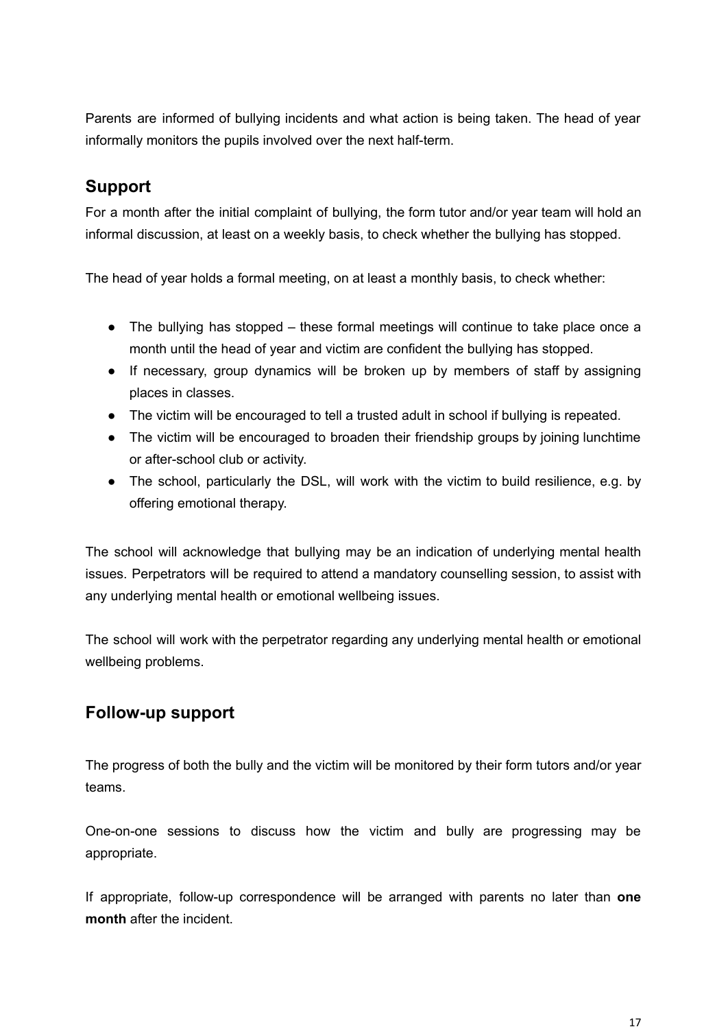Parents are informed of bullying incidents and what action is being taken. The head of year informally monitors the pupils involved over the next half-term.

## Support

For a month after the initial complaint of bullying, the form tutor and/or year team will hold an informal discussion, at least on a weekly basis, to check whether the bullying has stopped.

The head of year holds a formal meeting, on at least a monthly basis, to check whether:

- The bullying has stopped – these formal meetings will continue to take place once a month until the head of year and victim are confident the bullying has stopped.
- If necessary, group dynamics will be broken up by members of staff by assigning places in classes.
- The victim will be encouraged to tell a trusted adult in school if bullying is repeated.
- The victim will be encouraged to broaden their friendship groups by joining lunchtime or after-school club or activity.
- The school, particularly the DSL, will work with the victim to build resilience, e.g. by offering emotional therapy.

The school will acknowledge that bullying may be an indication of underlying mental health issues. Perpetrators will be required to attend a mandatory counselling session, to assist with any underlying mental health or emotional wellbeing issues.

The school will work with the perpetrator regarding any underlying mental health or emotional wellbeing problems.

## Follow-up support

The progress of both the bully and the victim will be monitored by their form tutors and/or year teams.

One-on-one sessions to discuss how the victim and bully are progressing may be appropriate.

If appropriate, follow-up correspondence will be arranged with parents no later than **one month** after the incident.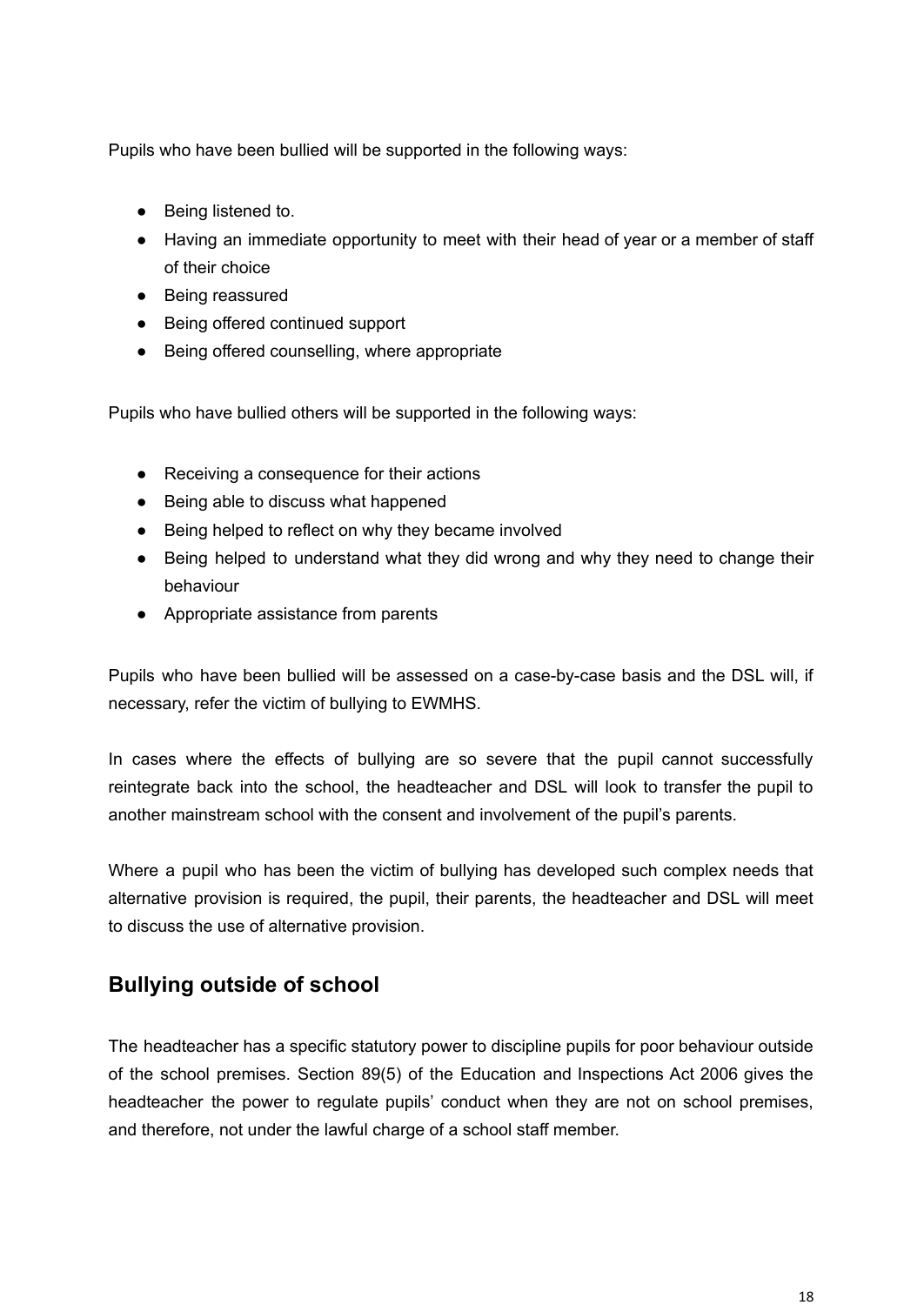Pupils who have been bullied will be supported in the following ways:

- Being listened to.
- Having an immediate opportunity to meet with their head of year or a member of staff of their choice
- Being reassured
- Being offered continued support
- Being offered counselling, where appropriate

Pupils who have bullied others will be supported in the following ways:

- Receiving a consequence for their actions
- Being able to discuss what happened
- Being helped to reflect on why they became involved
- Being helped to understand what they did wrong and why they need to change their behaviour
- Appropriate assistance from parents

Pupils who have been bullied will be assessed on a case-by-case basis and the DSL will, if necessary, refer the victim of bullying to EWMHS.

In cases where the effects of bullying are so severe that the pupil cannot successfully reintegrate back into the school, the headteacher and DSL will look to transfer the pupil to another mainstream school with the consent and involvement of the pupil's parents.

Where a pupil who has been the victim of bullying has developed such complex needs that alternative provision is required, the pupil, their parents, the headteacher and DSL will meet to discuss the use of alternative provision.

## Bullying outside of school

The headteacher has a specific statutory power to discipline pupils for poor behaviour outside of the school premises. Section 89(5) of the Education and Inspections Act 2006 gives the headteacher the power to regulate pupils' conduct when they are not on school premises, and therefore, not under the lawful charge of a school staff member.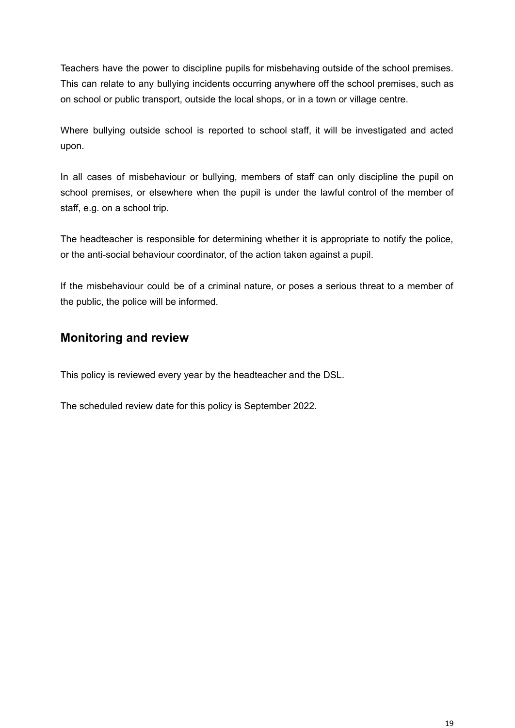Teachers have the power to discipline pupils for misbehaving outside of the school premises. This can relate to any bullying incidents occurring anywhere off the school premises, such as on school or public transport, outside the local shops, or in a town or village centre.

Where bullying outside school is reported to school staff, it will be investigated and acted upon.

In all cases of misbehaviour or bullying, members of staff can only discipline the pupil on school premises, or elsewhere when the pupil is under the lawful control of the member of staff, e.g. on a school trip.

The headteacher is responsible for determining whether it is appropriate to notify the police, or the anti-social behaviour coordinator, of the action taken against a pupil.

If the misbehaviour could be of a criminal nature, or poses a serious threat to a member of the public, the police will be informed.

## Monitoring and review

This policy is reviewed every year by the headteacher and the DSL.

The scheduled review date for this policy is September 2022.